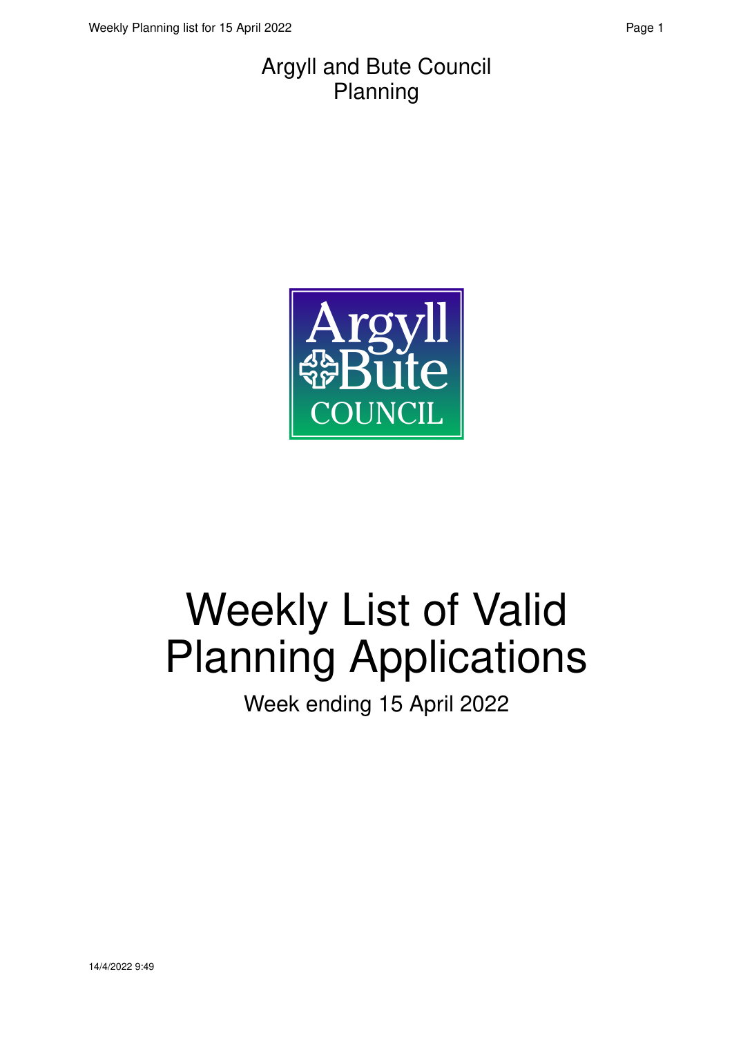Argyll and Bute Council
Planning

# Weekly List of Valid Planning Applications

Week ending 15 April 2022

14/4/2022 9:49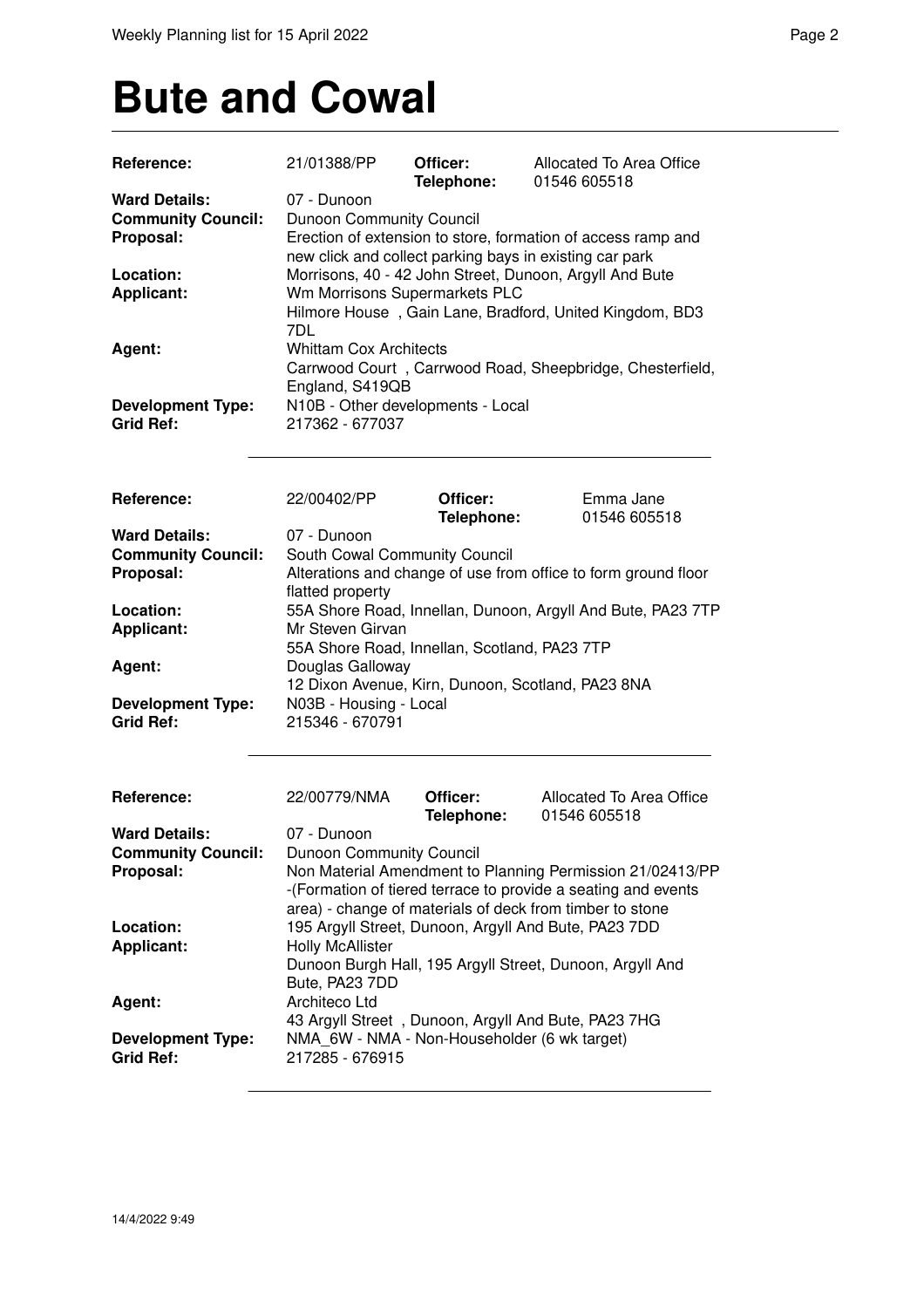# Bute and Cowal

| | | | |
|---|---|---|---|
| **Reference:** | 21/01388/PP | **Officer:** **Telephone:** | Allocated To Area Office 01546 605518 |
| **Ward Details:** | 07 - Dunoon | | |
| **Community Council:** | Dunoon Community Council | | |
| **Proposal:** | Erection of extension to store, formation of access ramp and new click and collect parking bays in existing car park | | |
| **Location:** | Morrisons, 40 - 42 John Street, Dunoon, Argyll And Bute | | |
| **Applicant:** | Wm Morrisons Supermarkets PLC Hilmore House , Gain Lane, Bradford, United Kingdom, BD3 7DL | | |
| **Agent:** | Whittam Cox Architects Carrwood Court , Carrwood Road, Sheepbridge, Chesterfield, England, S419QB | | |
| **Development Type:** | N10B - Other developments - Local | | |
| **Grid Ref:** | 217362 - 677037 | | |

---

| | | | |
|---|---|---|---|
| **Reference:** | 22/00402/PP | **Officer:** **Telephone:** | Emma Jane 01546 605518 |
| **Ward Details:** | 07 - Dunoon | | |
| **Community Council:** | South Cowal Community Council | | |
| **Proposal:** | Alterations and change of use from office to form ground floor flatted property | | |
| **Location:** | 55A Shore Road, Innellan, Dunoon, Argyll And Bute, PA23 7TP | | |
| **Applicant:** | Mr Steven Girvan 55A Shore Road, Innellan, Scotland, PA23 7TP | | |
| **Agent:** | Douglas Galloway 12 Dixon Avenue, Kirn, Dunoon, Scotland, PA23 8NA | | |
| **Development Type:** | N03B - Housing - Local | | |
| **Grid Ref:** | 215346 - 670791 | | |

---

| | | | |
|---|---|---|---|
| **Reference:** | 22/00779/NMA | **Officer:** **Telephone:** | Allocated To Area Office 01546 605518 |
| **Ward Details:** | 07 - Dunoon | | |
| **Community Council:** | Dunoon Community Council | | |
| **Proposal:** | Non Material Amendment to Planning Permission 21/02413/PP -(Formation of tiered terrace to provide a seating and events area) - change of materials of deck from timber to stone | | |
| **Location:** | 195 Argyll Street, Dunoon, Argyll And Bute, PA23 7DD | | |
| **Applicant:** | Holly McAllister Dunoon Burgh Hall, 195 Argyll Street, Dunoon, Argyll And Bute, PA23 7DD | | |
| **Agent:** | Architeco Ltd 43 Argyll Street , Dunoon, Argyll And Bute, PA23 7HG | | |
| **Development Type:** | NMA_6W - NMA - Non-Householder (6 wk target) | | |
| **Grid Ref:** | 217285 - 676915 | | |

---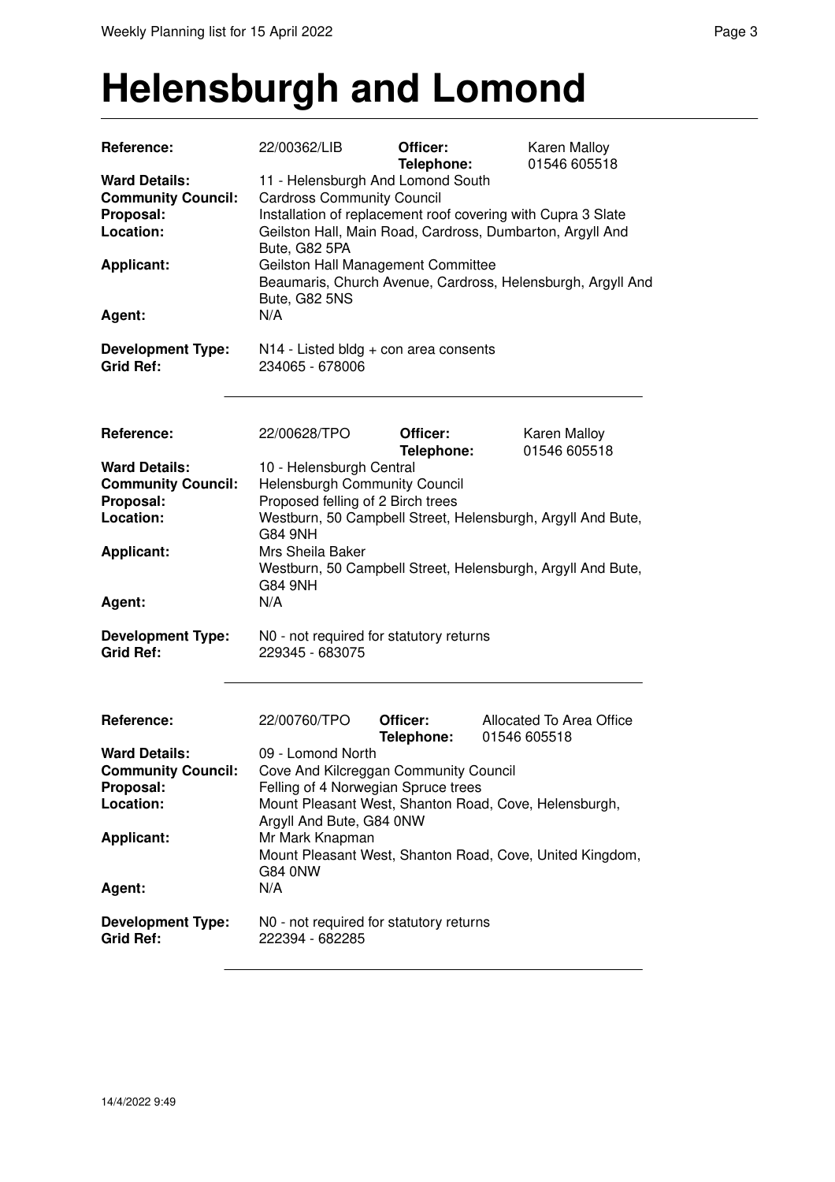# Helensburgh and Lomond

| | | | |
|---|---|---|---|
| **Reference:** | 22/00362/LIB | **Officer:** **Telephone:** | Karen Malloy 01546 605518 |
| **Ward Details:** | 11 - Helensburgh And Lomond South | | |
| **Community Council:** | Cardross Community Council | | |
| **Proposal:** | Installation of replacement roof covering with Cupra 3 Slate | | |
| **Location:** | Geilston Hall, Main Road, Cardross, Dumbarton, Argyll And Bute, G82 5PA | | |
| **Applicant:** | Geilston Hall Management Committee Beaumaris, Church Avenue, Cardross, Helensburgh, Argyll And Bute, G82 5NS | | |
| **Agent:** | N/A | | |
| **Development Type:** | N14 - Listed bldg + con area consents | | |
| **Grid Ref:** | 234065 - 678006 | | |

| | | | |
|---|---|---|---|
| **Reference:** | 22/00628/TPO | **Officer:** **Telephone:** | Karen Malloy 01546 605518 |
| **Ward Details:** | 10 - Helensburgh Central | | |
| **Community Council:** | Helensburgh Community Council | | |
| **Proposal:** | Proposed felling of 2 Birch trees | | |
| **Location:** | Westburn, 50 Campbell Street, Helensburgh, Argyll And Bute, G84 9NH | | |
| **Applicant:** | Mrs Sheila Baker Westburn, 50 Campbell Street, Helensburgh, Argyll And Bute, G84 9NH | | |
| **Agent:** | N/A | | |
| **Development Type:** | N0 - not required for statutory returns | | |
| **Grid Ref:** | 229345 - 683075 | | |

| | | | |
|---|---|---|---|
| **Reference:** | 22/00760/TPO | **Officer:** **Telephone:** | Allocated To Area Office 01546 605518 |
| **Ward Details:** | 09 - Lomond North | | |
| **Community Council:** | Cove And Kilcreggan Community Council | | |
| **Proposal:** | Felling of 4 Norwegian Spruce trees | | |
| **Location:** | Mount Pleasant West, Shanton Road, Cove, Helensburgh, Argyll And Bute, G84 0NW | | |
| **Applicant:** | Mr Mark Knapman Mount Pleasant West, Shanton Road, Cove, United Kingdom, G84 0NW | | |
| **Agent:** | N/A | | |
| **Development Type:** | N0 - not required for statutory returns | | |
| **Grid Ref:** | 222394 - 682285 | | |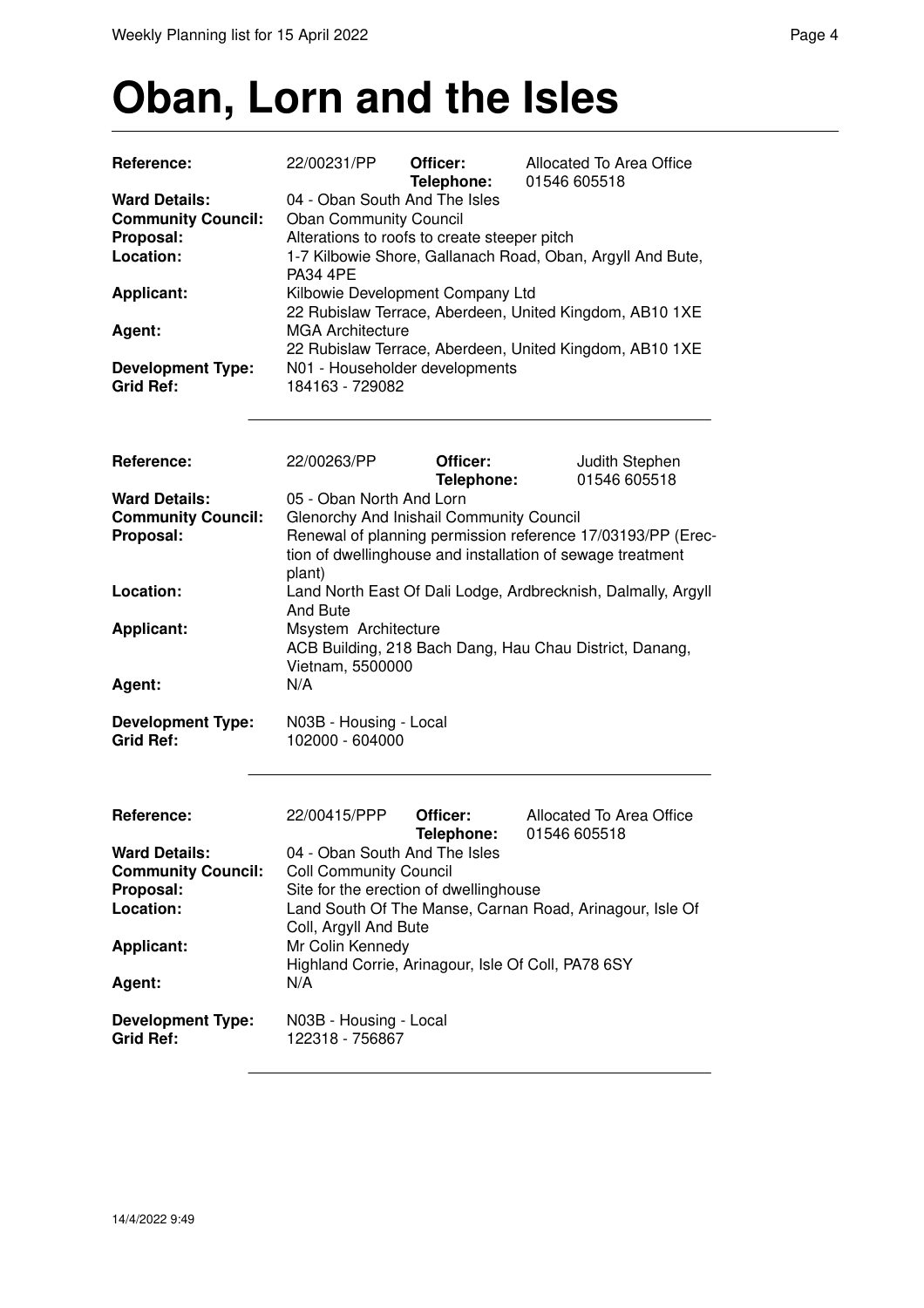# Oban, Lorn and the Isles

| | | | |
|---|---|---|---|
| **Reference:** | 22/00231/PP | **Officer:** **Telephone:** | Allocated To Area Office 01546 605518 |
| **Ward Details:** | 04 - Oban South And The Isles | | |
| **Community Council:** | Oban Community Council | | |
| **Proposal:** | Alterations to roofs to create steeper pitch | | |
| **Location:** | 1-7 Kilbowie Shore, Gallanach Road, Oban, Argyll And Bute, PA34 4PE | | |
| **Applicant:** | Kilbowie Development Company Ltd 22 Rubislaw Terrace, Aberdeen, United Kingdom, AB10 1XE | | |
| **Agent:** | MGA Architecture 22 Rubislaw Terrace, Aberdeen, United Kingdom, AB10 1XE | | |
| **Development Type:** | N01 - Householder developments | | |
| **Grid Ref:** | 184163 - 729082 | | |

| | | | |
|---|---|---|---|
| **Reference:** | 22/00263/PP | **Officer:** **Telephone:** | Judith Stephen 01546 605518 |
| **Ward Details:** | 05 - Oban North And Lorn | | |
| **Community Council:** | Glenorchy And Inishail Community Council | | |
| **Proposal:** | Renewal of planning permission reference 17/03193/PP (Erection of dwellinghouse and installation of sewage treatment plant) | | |
| **Location:** | Land North East Of Dali Lodge, Ardbrecknish, Dalmally, Argyll And Bute | | |
| **Applicant:** | Msystem Architecture ACB Building, 218 Bach Dang, Hau Chau District, Danang, Vietnam, 5500000 | | |
| **Agent:** | N/A | | |
| **Development Type:** | N03B - Housing - Local | | |
| **Grid Ref:** | 102000 - 604000 | | |

| | | | |
|---|---|---|---|
| **Reference:** | 22/00415/PPP | **Officer:** **Telephone:** | Allocated To Area Office 01546 605518 |
| **Ward Details:** | 04 - Oban South And The Isles | | |
| **Community Council:** | Coll Community Council | | |
| **Proposal:** | Site for the erection of dwellinghouse | | |
| **Location:** | Land South Of The Manse, Carnan Road, Arinagour, Isle Of Coll, Argyll And Bute | | |
| **Applicant:** | Mr Colin Kennedy Highland Corrie, Arinagour, Isle Of Coll, PA78 6SY | | |
| **Agent:** | N/A | | |
| **Development Type:** | N03B - Housing - Local | | |
| **Grid Ref:** | 122318 - 756867 | | |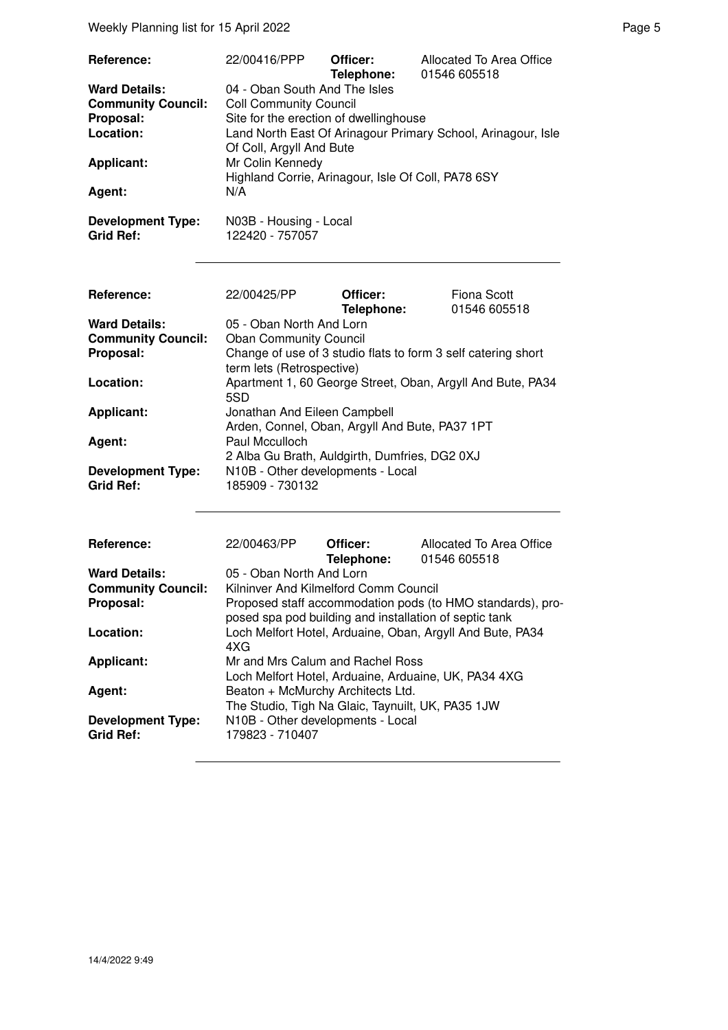| | | | |
|---|---|---|---|
| **Reference:** | 22/00416/PPP | **Officer:** **Telephone:** | Allocated To Area Office 01546 605518 |
| **Ward Details:** | 04 - Oban South And The Isles | | |
| **Community Council:** | Coll Community Council | | |
| **Proposal:** | Site for the erection of dwellinghouse | | |
| **Location:** | Land North East Of Arinagour Primary School, Arinagour, Isle Of Coll, Argyll And Bute | | |
| **Applicant:** | Mr Colin Kennedy<br>Highland Corrie, Arinagour, Isle Of Coll, PA78 6SY | | |
| **Agent:** | N/A | | |
| **Development Type:** | N03B - Housing - Local | | |
| **Grid Ref:** | 122420 - 757057 | | |

---

| | | | |
|---|---|---|---|
| **Reference:** | 22/00425/PP | **Officer:** **Telephone:** | Fiona Scott 01546 605518 |
| **Ward Details:** | 05 - Oban North And Lorn | | |
| **Community Council:** | Oban Community Council | | |
| **Proposal:** | Change of use of 3 studio flats to form 3 self catering short term lets (Retrospective) | | |
| **Location:** | Apartment 1, 60 George Street, Oban, Argyll And Bute, PA34 5SD | | |
| **Applicant:** | Jonathan And Eileen Campbell<br>Arden, Connel, Oban, Argyll And Bute, PA37 1PT | | |
| **Agent:** | Paul Mcculloch<br>2 Alba Gu Brath, Auldgirth, Dumfries, DG2 0XJ | | |
| **Development Type:** | N10B - Other developments - Local | | |
| **Grid Ref:** | 185909 - 730132 | | |

---

| | | | |
|---|---|---|---|
| **Reference:** | 22/00463/PP | **Officer:** **Telephone:** | Allocated To Area Office 01546 605518 |
| **Ward Details:** | 05 - Oban North And Lorn | | |
| **Community Council:** | Kilninver And Kilmelford Comm Council | | |
| **Proposal:** | Proposed staff accommodation pods (to HMO standards), proposed spa pod building and installation of septic tank | | |
| **Location:** | Loch Melfort Hotel, Arduaine, Oban, Argyll And Bute, PA34 4XG | | |
| **Applicant:** | Mr and Mrs Calum and Rachel Ross<br>Loch Melfort Hotel, Arduaine, Arduaine, UK, PA34 4XG | | |
| **Agent:** | Beaton + McMurchy Architects Ltd.<br>The Studio, Tigh Na Glaic, Taynuilt, UK, PA35 1JW | | |
| **Development Type:** | N10B - Other developments - Local | | |
| **Grid Ref:** | 179823 - 710407 | | |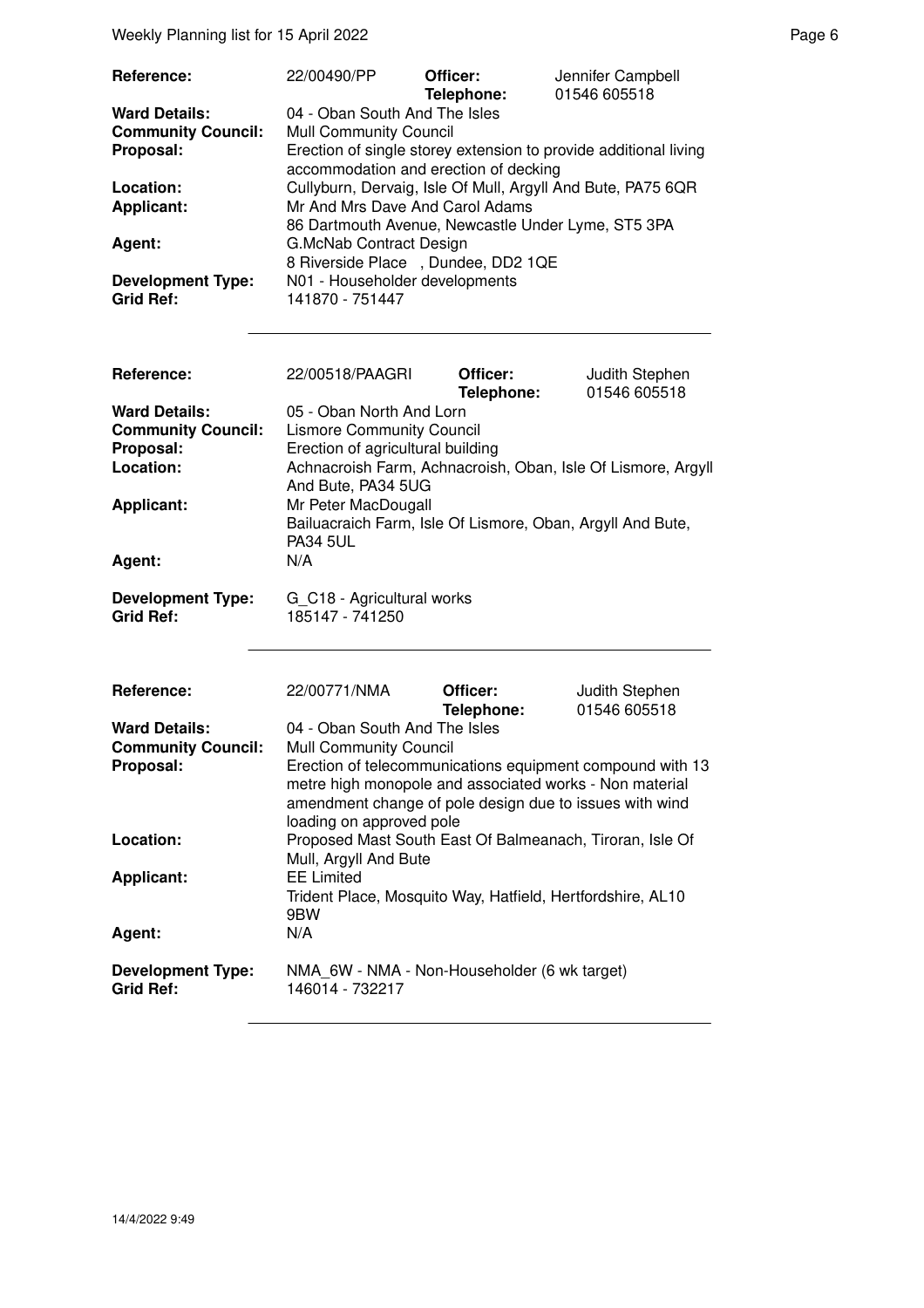| | | | |
|---|---|---|---|
| **Reference:** | 22/00490/PP | **Officer:** **Telephone:** | Jennifer Campbell 01546 605518 |
| **Ward Details:** | 04 - Oban South And The Isles | | |
| **Community Council:** | Mull Community Council | | |
| **Proposal:** | Erection of single storey extension to provide additional living accommodation and erection of decking | | |
| **Location:** | Cullyburn, Dervaig, Isle Of Mull, Argyll And Bute, PA75 6QR | | |
| **Applicant:** | Mr And Mrs Dave And Carol Adams 86 Dartmouth Avenue, Newcastle Under Lyme, ST5 3PA | | |
| **Agent:** | G.McNab Contract Design 8 Riverside Place , Dundee, DD2 1QE | | |
| **Development Type:** | N01 - Householder developments | | |
| **Grid Ref:** | 141870 - 751447 | | |

---

| | | | |
|---|---|---|---|
| **Reference:** | 22/00518/PAAGRI | **Officer:** **Telephone:** | Judith Stephen 01546 605518 |
| **Ward Details:** | 05 - Oban North And Lorn | | |
| **Community Council:** | Lismore Community Council | | |
| **Proposal:** | Erection of agricultural building | | |
| **Location:** | Achnacroish Farm, Achnacroish, Oban, Isle Of Lismore, Argyll And Bute, PA34 5UG | | |
| **Applicant:** | Mr Peter MacDougall Bailuacraich Farm, Isle Of Lismore, Oban, Argyll And Bute, PA34 5UL | | |
| **Agent:** | N/A | | |
| **Development Type:** | G_C18 - Agricultural works | | |
| **Grid Ref:** | 185147 - 741250 | | |

---

| | | | |
|---|---|---|---|
| **Reference:** | 22/00771/NMA | **Officer:** **Telephone:** | Judith Stephen 01546 605518 |
| **Ward Details:** | 04 - Oban South And The Isles | | |
| **Community Council:** | Mull Community Council | | |
| **Proposal:** | Erection of telecommunications equipment compound with 13 metre high monopole and associated works - Non material amendment change of pole design due to issues with wind loading on approved pole | | |
| **Location:** | Proposed Mast South East Of Balmeanach, Tiroran, Isle Of Mull, Argyll And Bute | | |
| **Applicant:** | EE Limited Trident Place, Mosquito Way, Hatfield, Hertfordshire, AL10 9BW | | |
| **Agent:** | N/A | | |
| **Development Type:** | NMA_6W - NMA - Non-Householder (6 wk target) | | |
| **Grid Ref:** | 146014 - 732217 | | |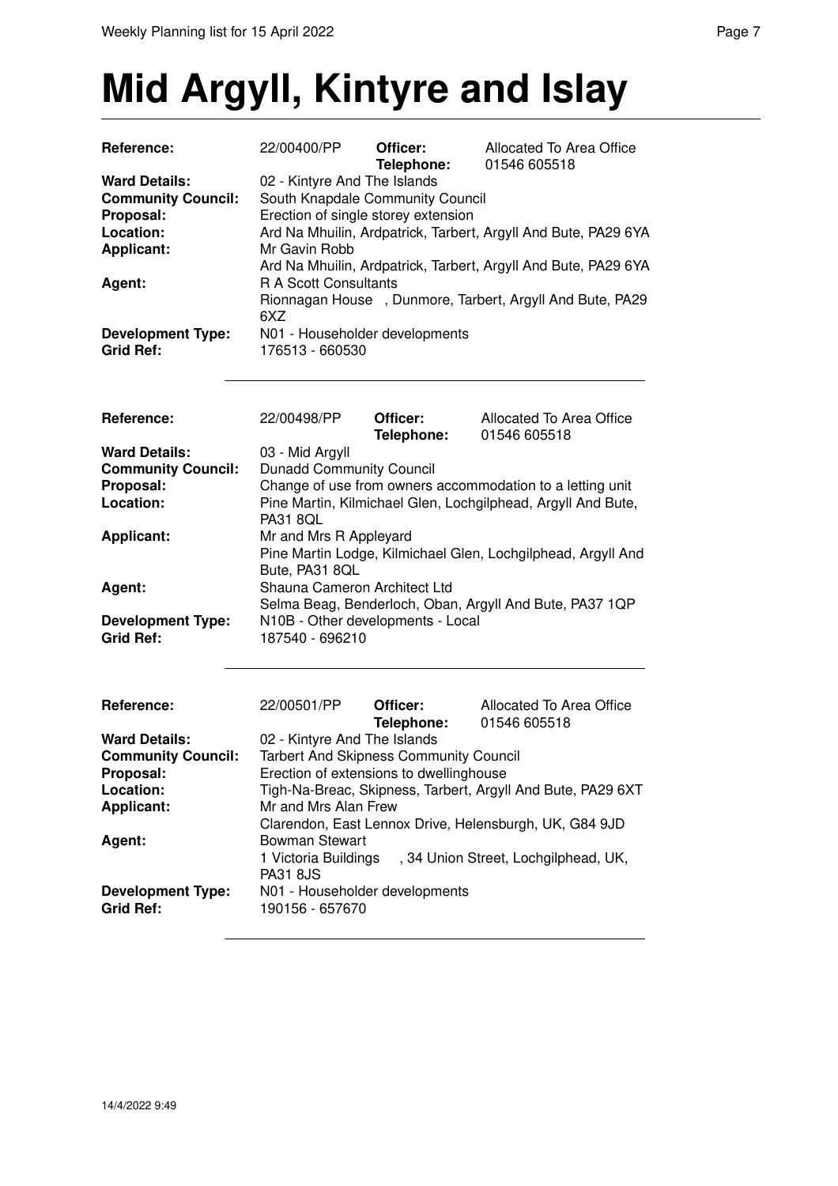# Mid Argyll, Kintyre and Islay

| | | | |
|---|---|---|---|
| **Reference:** | 22/00400/PP | **Officer:** | Allocated To Area Office |
| | | **Telephone:** | 01546 605518 |
| **Ward Details:** | 02 - Kintyre And The Islands | | |
| **Community Council:** | South Knapdale Community Council | | |
| **Proposal:** | Erection of single storey extension | | |
| **Location:** | Ard Na Mhuilin, Ardpatrick, Tarbert, Argyll And Bute, PA29 6YA | | |
| **Applicant:** | Mr Gavin Robb<br>Ard Na Mhuilin, Ardpatrick, Tarbert, Argyll And Bute, PA29 6YA | | |
| **Agent:** | R A Scott Consultants<br>Rionnagan House , Dunmore, Tarbert, Argyll And Bute, PA29 6XZ | | |
| **Development Type:** | N01 - Householder developments | | |
| **Grid Ref:** | 176513 - 660530 | | |

---

| | | | |
|---|---|---|---|
| **Reference:** | 22/00498/PP | **Officer:** | Allocated To Area Office |
| | | **Telephone:** | 01546 605518 |
| **Ward Details:** | 03 - Mid Argyll | | |
| **Community Council:** | Dunadd Community Council | | |
| **Proposal:** | Change of use from owners accommodation to a letting unit | | |
| **Location:** | Pine Martin, Kilmichael Glen, Lochgilphead, Argyll And Bute, PA31 8QL | | |
| **Applicant:** | Mr and Mrs R Appleyard<br>Pine Martin Lodge, Kilmichael Glen, Lochgilphead, Argyll And Bute, PA31 8QL | | |
| **Agent:** | Shauna Cameron Architect Ltd<br>Selma Beag, Benderloch, Oban, Argyll And Bute, PA37 1QP | | |
| **Development Type:** | N10B - Other developments - Local | | |
| **Grid Ref:** | 187540 - 696210 | | |

---

| | | | |
|---|---|---|---|
| **Reference:** | 22/00501/PP | **Officer:** | Allocated To Area Office |
| | | **Telephone:** | 01546 605518 |
| **Ward Details:** | 02 - Kintyre And The Islands | | |
| **Community Council:** | Tarbert And Skipness Community Council | | |
| **Proposal:** | Erection of extensions to dwellinghouse | | |
| **Location:** | Tigh-Na-Breac, Skipness, Tarbert, Argyll And Bute, PA29 6XT | | |
| **Applicant:** | Mr and Mrs Alan Frew<br>Clarendon, East Lennox Drive, Helensburgh, UK, G84 9JD | | |
| **Agent:** | Bowman Stewart<br>1 Victoria Buildings , 34 Union Street, Lochgilphead, UK, PA31 8JS | | |
| **Development Type:** | N01 - Householder developments | | |
| **Grid Ref:** | 190156 - 657670 | | |

---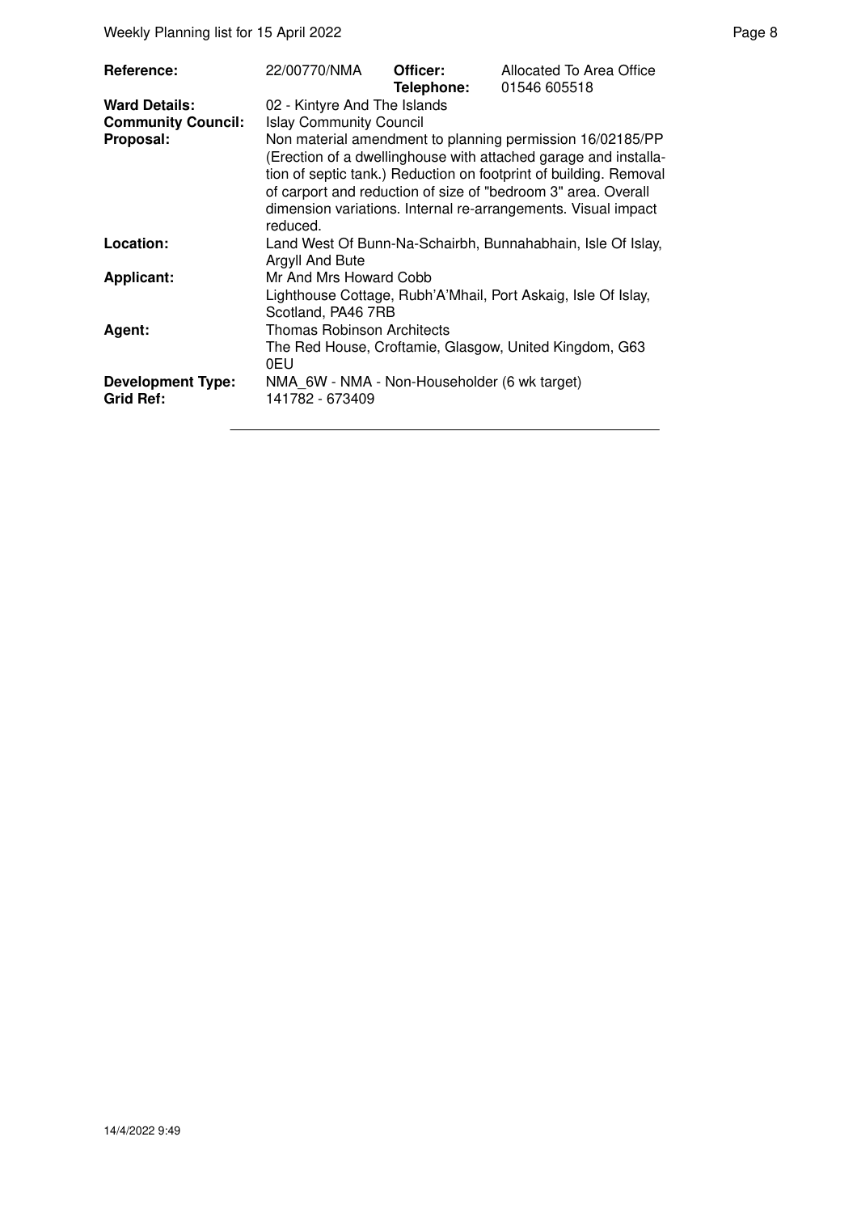| | | | |
|---|---|---|---|
| **Reference:** | 22/00770/NMA | **Officer:** **Telephone:** | Allocated To Area Office 01546 605518 |
| **Ward Details:** | 02 - Kintyre And The Islands | | |
| **Community Council:** | Islay Community Council | | |
| **Proposal:** | Non material amendment to planning permission 16/02185/PP (Erection of a dwellinghouse with attached garage and installation of septic tank.) Reduction on footprint of building. Removal of carport and reduction of size of "bedroom 3" area. Overall dimension variations. Internal re-arrangements. Visual impact reduced. | | |
| **Location:** | Land West Of Bunn-Na-Schairbh, Bunnahabhain, Isle Of Islay, Argyll And Bute | | |
| **Applicant:** | Mr And Mrs Howard Cobb<br>Lighthouse Cottage, Rubh'A'Mhail, Port Askaig, Isle Of Islay, Scotland, PA46 7RB | | |
| **Agent:** | Thomas Robinson Architects<br>The Red House, Croftamie, Glasgow, United Kingdom, G63 0EU | | |
| **Development Type:** | NMA_6W - NMA - Non-Householder (6 wk target) | | |
| **Grid Ref:** | 141782 - 673409 | | |

14/4/2022 9:49